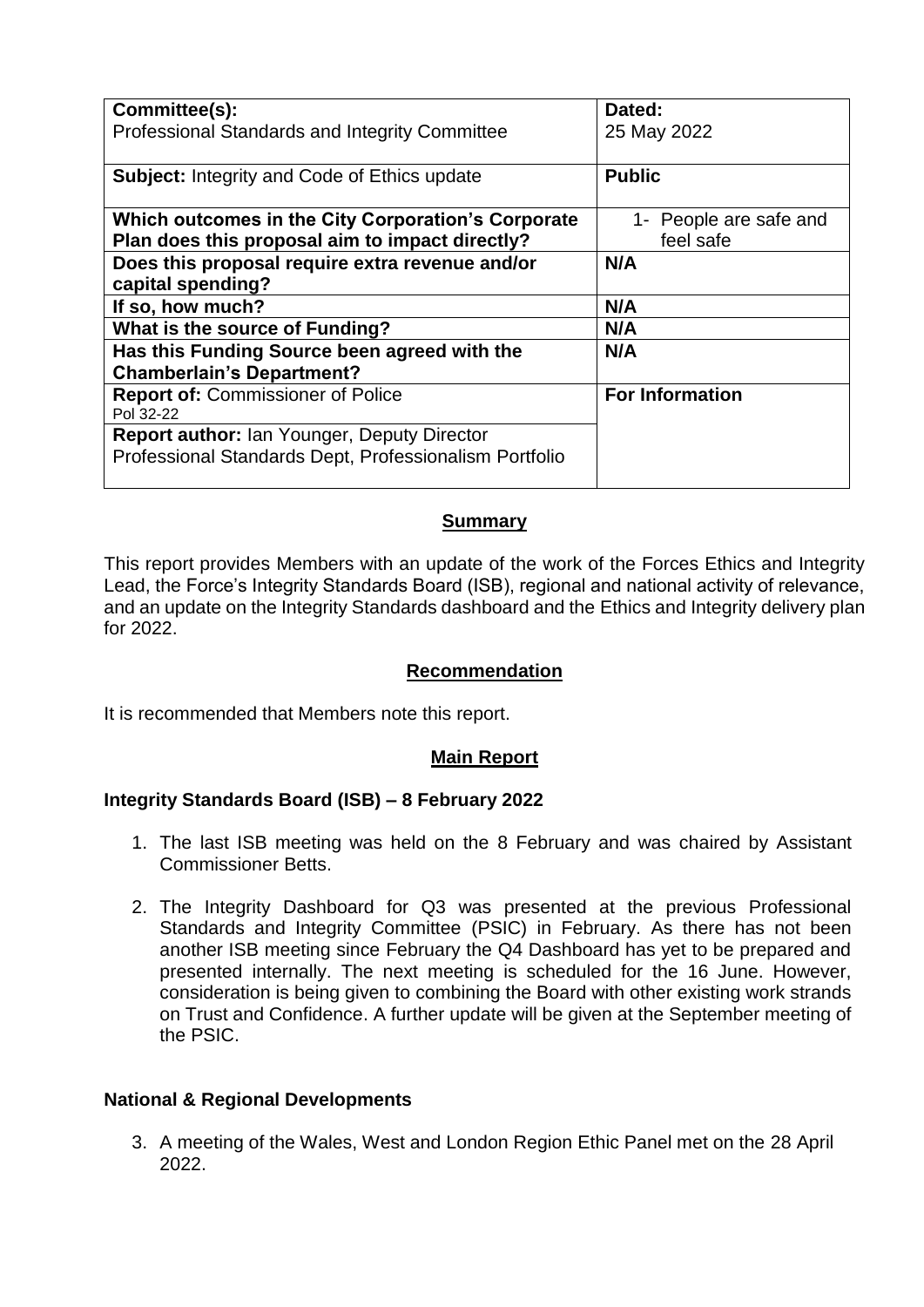| Committee(s): Professional Standards and Integrity Committee | Dated: 25 May 2022 |
|---|---|
| **Subject:** Integrity and Code of Ethics update | **Public** |
| **Which outcomes in the City Corporation's Corporate Plan does this proposal aim to impact directly?** | 1- People are safe and feel safe |
| **Does this proposal require extra revenue and/or capital spending?** | **N/A** |
| **If so, how much?** | **N/A** |
| **What is the source of Funding?** | **N/A** |
| **Has this Funding Source been agreed with the Chamberlain's Department?** | **N/A** |
| **Report of:** Commissioner of Police Pol 32-22 | **For Information** |
| **Report author:** Ian Younger, Deputy Director Professional Standards Dept, Professionalism Portfolio | |

## Summary

This report provides Members with an update of the work of the Forces Ethics and Integrity Lead, the Force's Integrity Standards Board (ISB), regional and national activity of relevance, and an update on the Integrity Standards dashboard and the Ethics and Integrity delivery plan for 2022.

## Recommendation

It is recommended that Members note this report.

## Main Report

### Integrity Standards Board (ISB) – 8 February 2022

1. The last ISB meeting was held on the 8 February and was chaired by Assistant Commissioner Betts.
2. The Integrity Dashboard for Q3 was presented at the previous Professional Standards and Integrity Committee (PSIC) in February. As there has not been another ISB meeting since February the Q4 Dashboard has yet to be prepared and presented internally. The next meeting is scheduled for the 16 June. However, consideration is being given to combining the Board with other existing work strands on Trust and Confidence. A further update will be given at the September meeting of the PSIC.

### National & Regional Developments

3. A meeting of the Wales, West and London Region Ethic Panel met on the 28 April 2022.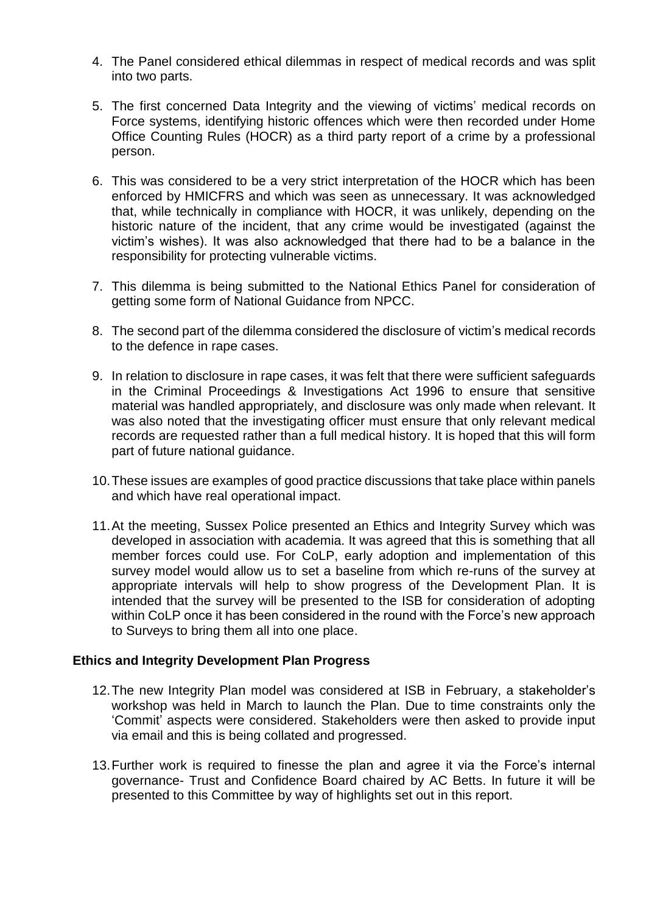4. The Panel considered ethical dilemmas in respect of medical records and was split into two parts.

5. The first concerned Data Integrity and the viewing of victims' medical records on Force systems, identifying historic offences which were then recorded under Home Office Counting Rules (HOCR) as a third party report of a crime by a professional person.

6. This was considered to be a very strict interpretation of the HOCR which has been enforced by HMICFRS and which was seen as unnecessary. It was acknowledged that, while technically in compliance with HOCR, it was unlikely, depending on the historic nature of the incident, that any crime would be investigated (against the victim's wishes). It was also acknowledged that there had to be a balance in the responsibility for protecting vulnerable victims.

7. This dilemma is being submitted to the National Ethics Panel for consideration of getting some form of National Guidance from NPCC.

8. The second part of the dilemma considered the disclosure of victim's medical records to the defence in rape cases.

9. In relation to disclosure in rape cases, it was felt that there were sufficient safeguards in the Criminal Proceedings & Investigations Act 1996 to ensure that sensitive material was handled appropriately, and disclosure was only made when relevant. It was also noted that the investigating officer must ensure that only relevant medical records are requested rather than a full medical history. It is hoped that this will form part of future national guidance.

10. These issues are examples of good practice discussions that take place within panels and which have real operational impact.

11. At the meeting, Sussex Police presented an Ethics and Integrity Survey which was developed in association with academia. It was agreed that this is something that all member forces could use. For CoLP, early adoption and implementation of this survey model would allow us to set a baseline from which re-runs of the survey at appropriate intervals will help to show progress of the Development Plan. It is intended that the survey will be presented to the ISB for consideration of adopting within CoLP once it has been considered in the round with the Force's new approach to Surveys to bring them all into one place.

### Ethics and Integrity Development Plan Progress

12. The new Integrity Plan model was considered at ISB in February, a stakeholder's workshop was held in March to launch the Plan. Due to time constraints only the 'Commit' aspects were considered. Stakeholders were then asked to provide input via email and this is being collated and progressed.

13. Further work is required to finesse the plan and agree it via the Force's internal governance- Trust and Confidence Board chaired by AC Betts. In future it will be presented to this Committee by way of highlights set out in this report.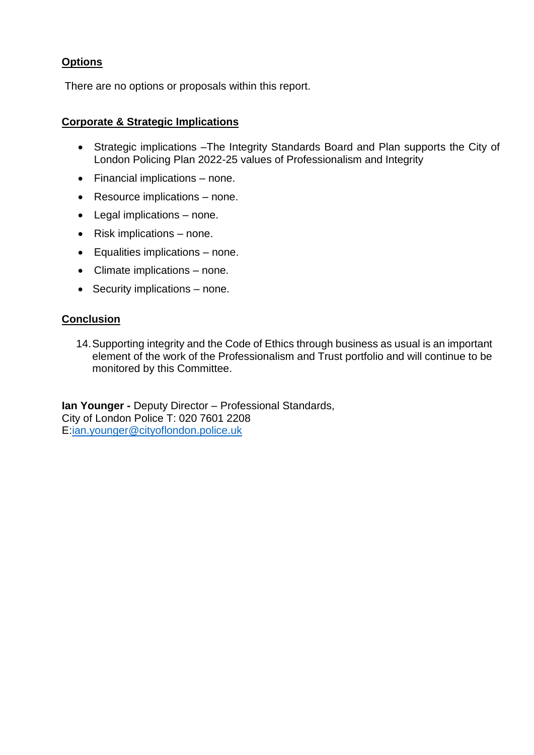**Options**

There are no options or proposals within this report.

**Corporate & Strategic Implications**

- Strategic implications –The Integrity Standards Board and Plan supports the City of London Policing Plan 2022-25 values of Professionalism and Integrity
- Financial implications – none.
- Resource implications – none.
- Legal implications – none.
- Risk implications – none.
- Equalities implications – none.
- Climate implications – none.
- Security implications – none.

**Conclusion**

14. Supporting integrity and the Code of Ethics through business as usual is an important element of the work of the Professionalism and Trust portfolio and will continue to be monitored by this Committee.

**Ian Younger -** Deputy Director – Professional Standards,
City of London Police T: 020 7601 2208
E:ian.younger@cityoflondon.police.uk